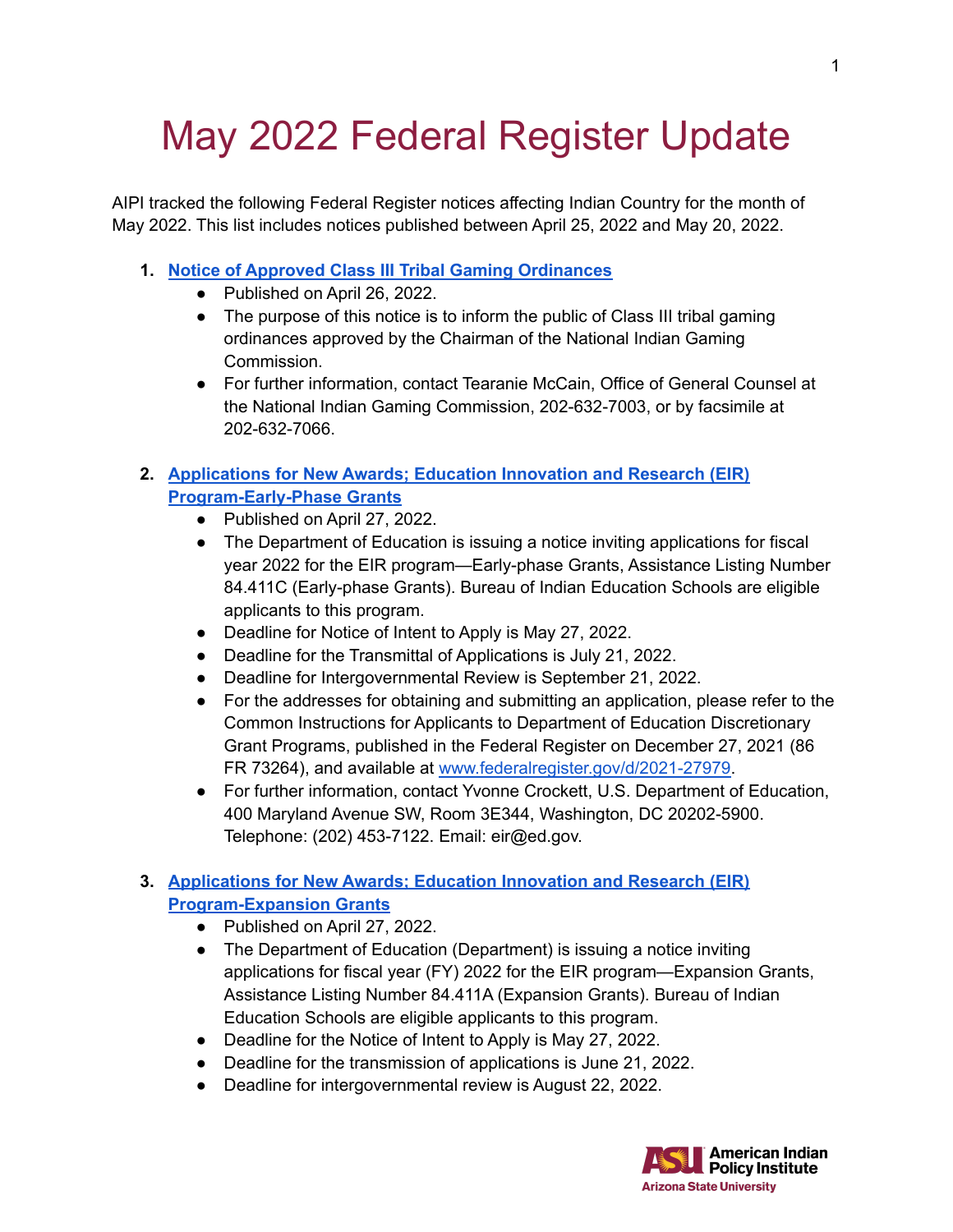# May 2022 Federal Register Update

AIPI tracked the following Federal Register notices affecting Indian Country for the month of May 2022. This list includes notices published between April 25, 2022 and May 20, 2022.

1. **Notice of Approved Class III Tribal Gaming Ordinances**
   - Published on April 26, 2022.
   - The purpose of this notice is to inform the public of Class III tribal gaming ordinances approved by the Chairman of the National Indian Gaming Commission.
   - For further information, contact Tearanie McCain, Office of General Counsel at the National Indian Gaming Commission, 202-632-7003, or by facsimile at 202-632-7066.

2. **Applications for New Awards; Education Innovation and Research (EIR) Program-Early-Phase Grants**
   - Published on April 27, 2022.
   - The Department of Education is issuing a notice inviting applications for fiscal year 2022 for the EIR program—Early-phase Grants, Assistance Listing Number 84.411C (Early-phase Grants). Bureau of Indian Education Schools are eligible applicants to this program.
   - Deadline for Notice of Intent to Apply is May 27, 2022.
   - Deadline for the Transmittal of Applications is July 21, 2022.
   - Deadline for Intergovernmental Review is September 21, 2022.
   - For the addresses for obtaining and submitting an application, please refer to the Common Instructions for Applicants to Department of Education Discretionary Grant Programs, published in the Federal Register on December 27, 2021 (86 FR 73264), and available at www.federalregister.gov/d/2021-27979.
   - For further information, contact Yvonne Crockett, U.S. Department of Education, 400 Maryland Avenue SW, Room 3E344, Washington, DC 20202-5900. Telephone: (202) 453-7122. Email: eir@ed.gov.

3. **Applications for New Awards; Education Innovation and Research (EIR) Program-Expansion Grants**
   - Published on April 27, 2022.
   - The Department of Education (Department) is issuing a notice inviting applications for fiscal year (FY) 2022 for the EIR program—Expansion Grants, Assistance Listing Number 84.411A (Expansion Grants). Bureau of Indian Education Schools are eligible applicants to this program.
   - Deadline for the Notice of Intent to Apply is May 27, 2022.
   - Deadline for the transmission of applications is June 21, 2022.
   - Deadline for intergovernmental review is August 22, 2022.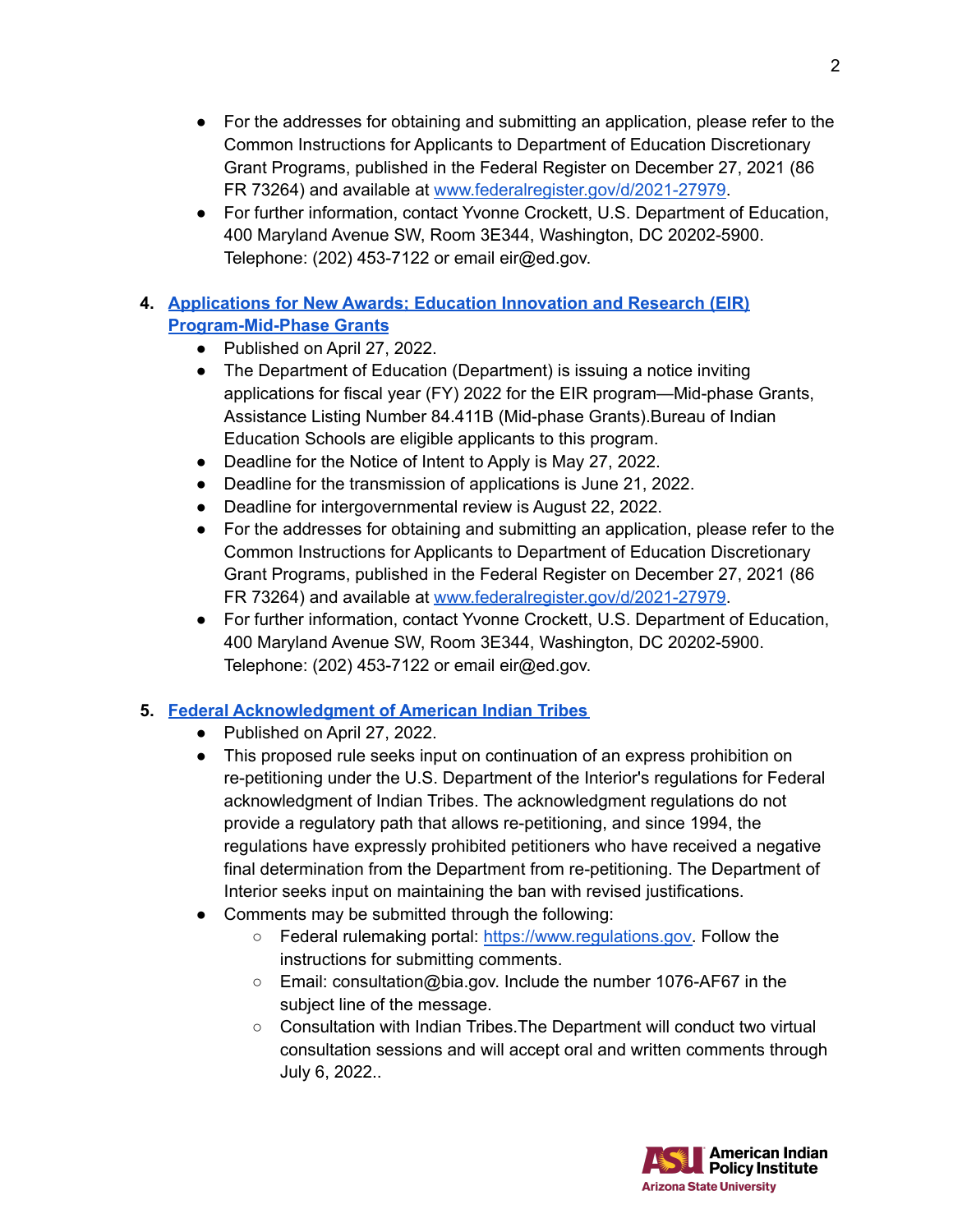- For the addresses for obtaining and submitting an application, please refer to the Common Instructions for Applicants to Department of Education Discretionary Grant Programs, published in the Federal Register on December 27, 2021 (86 FR 73264) and available at [www.federalregister.gov/d/2021-27979](www.federalregister.gov/d/2021-27979).
- For further information, contact Yvonne Crockett, U.S. Department of Education, 400 Maryland Avenue SW, Room 3E344, Washington, DC 20202-5900. Telephone: (202) 453-7122 or email eir@ed.gov.

4. **Applications for New Awards; Education Innovation and Research (EIR) Program-Mid-Phase Grants**
   - Published on April 27, 2022.
   - The Department of Education (Department) is issuing a notice inviting applications for fiscal year (FY) 2022 for the EIR program—Mid-phase Grants, Assistance Listing Number 84.411B (Mid-phase Grants).Bureau of Indian Education Schools are eligible applicants to this program.
   - Deadline for the Notice of Intent to Apply is May 27, 2022.
   - Deadline for the transmission of applications is June 21, 2022.
   - Deadline for intergovernmental review is August 22, 2022.
   - For the addresses for obtaining and submitting an application, please refer to the Common Instructions for Applicants to Department of Education Discretionary Grant Programs, published in the Federal Register on December 27, 2021 (86 FR 73264) and available at [www.federalregister.gov/d/2021-27979](www.federalregister.gov/d/2021-27979).
   - For further information, contact Yvonne Crockett, U.S. Department of Education, 400 Maryland Avenue SW, Room 3E344, Washington, DC 20202-5900. Telephone: (202) 453-7122 or email eir@ed.gov.

5. **Federal Acknowledgment of American Indian Tribes**
   - Published on April 27, 2022.
   - This proposed rule seeks input on continuation of an express prohibition on re-petitioning under the U.S. Department of the Interior's regulations for Federal acknowledgment of Indian Tribes. The acknowledgment regulations do not provide a regulatory path that allows re-petitioning, and since 1994, the regulations have expressly prohibited petitioners who have received a negative final determination from the Department from re-petitioning. The Department of Interior seeks input on maintaining the ban with revised justifications.
   - Comments may be submitted through the following:
     - Federal rulemaking portal: [https://www.regulations.gov](https://www.regulations.gov). Follow the instructions for submitting comments.
     - Email: consultation@bia.gov. Include the number 1076-AF67 in the subject line of the message.
     - Consultation with Indian Tribes.The Department will conduct two virtual consultation sessions and will accept oral and written comments through July 6, 2022..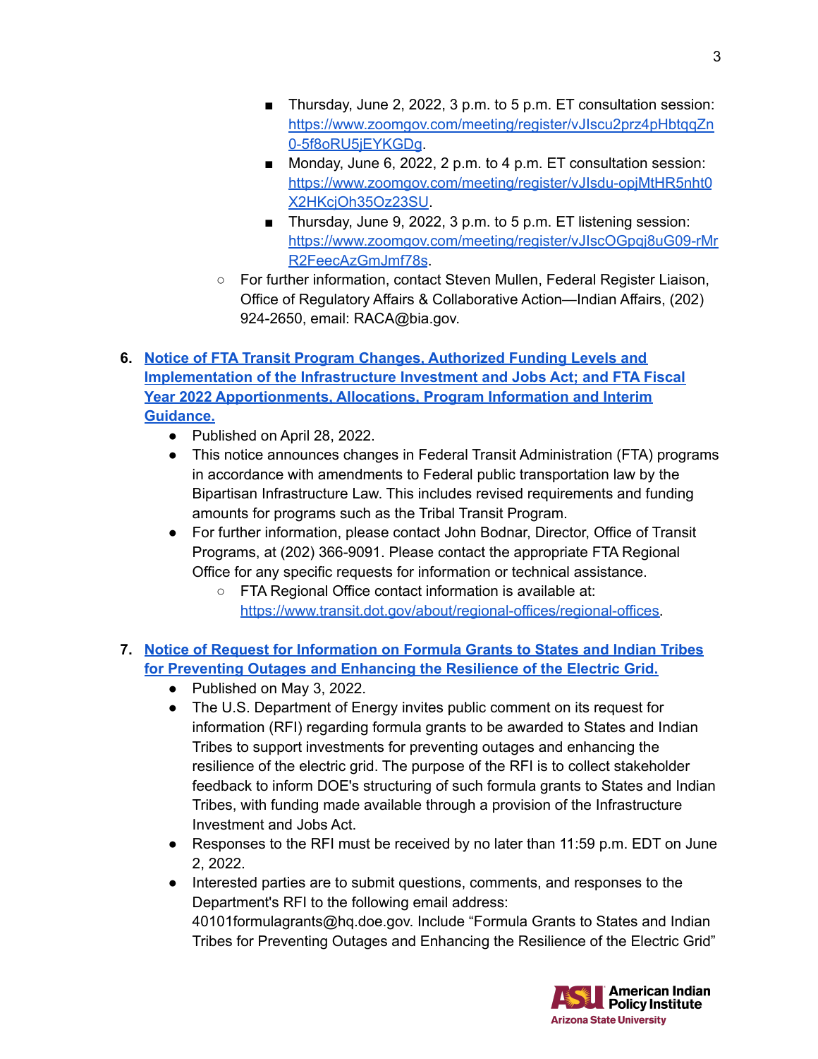- Thursday, June 2, 2022, 3 p.m. to 5 p.m. ET consultation session: [https://www.zoomgov.com/meeting/register/vJIscu2prz4pHbtqqZn0-5f8oRU5jEYKGDg](https://www.zoomgov.com/meeting/register/vJIscu2prz4pHbtqqZn0-5f8oRU5jEYKGDg).
        - Monday, June 6, 2022, 2 p.m. to 4 p.m. ET consultation session: [https://www.zoomgov.com/meeting/register/vJIsdu-opjMtHR5nht0X2HKcjOh35Oz23SU](https://www.zoomgov.com/meeting/register/vJIsdu-opjMtHR5nht0X2HKcjOh35Oz23SU).
        - Thursday, June 9, 2022, 3 p.m. to 5 p.m. ET listening session: [https://www.zoomgov.com/meeting/register/vJIscOGpqj8uG09-rMrR2FeecAzGmJmf78s](https://www.zoomgov.com/meeting/register/vJIscOGpqj8uG09-rMrR2FeecAzGmJmf78s).
    - For further information, contact Steven Mullen, Federal Register Liaison, Office of Regulatory Affairs & Collaborative Action—Indian Affairs, (202) 924-2650, email: RACA@bia.gov.

6. **Notice of FTA Transit Program Changes, Authorized Funding Levels and Implementation of the Infrastructure Investment and Jobs Act; and FTA Fiscal Year 2022 Apportionments, Allocations, Program Information and Interim Guidance.**
    - Published on April 28, 2022.
    - This notice announces changes in Federal Transit Administration (FTA) programs in accordance with amendments to Federal public transportation law by the Bipartisan Infrastructure Law. This includes revised requirements and funding amounts for programs such as the Tribal Transit Program.
    - For further information, please contact John Bodnar, Director, Office of Transit Programs, at (202) 366-9091. Please contact the appropriate FTA Regional Office for any specific requests for information or technical assistance.
        - FTA Regional Office contact information is available at: [https://www.transit.dot.gov/about/regional-offices/regional-offices](https://www.transit.dot.gov/about/regional-offices/regional-offices).

7. **Notice of Request for Information on Formula Grants to States and Indian Tribes for Preventing Outages and Enhancing the Resilience of the Electric Grid.**
    - Published on May 3, 2022.
    - The U.S. Department of Energy invites public comment on its request for information (RFI) regarding formula grants to be awarded to States and Indian Tribes to support investments for preventing outages and enhancing the resilience of the electric grid. The purpose of the RFI is to collect stakeholder feedback to inform DOE's structuring of such formula grants to States and Indian Tribes, with funding made available through a provision of the Infrastructure Investment and Jobs Act.
    - Responses to the RFI must be received by no later than 11:59 p.m. EDT on June 2, 2022.
    - Interested parties are to submit questions, comments, and responses to the Department's RFI to the following email address: 40101formulagrants@hq.doe.gov. Include "Formula Grants to States and Indian Tribes for Preventing Outages and Enhancing the Resilience of the Electric Grid"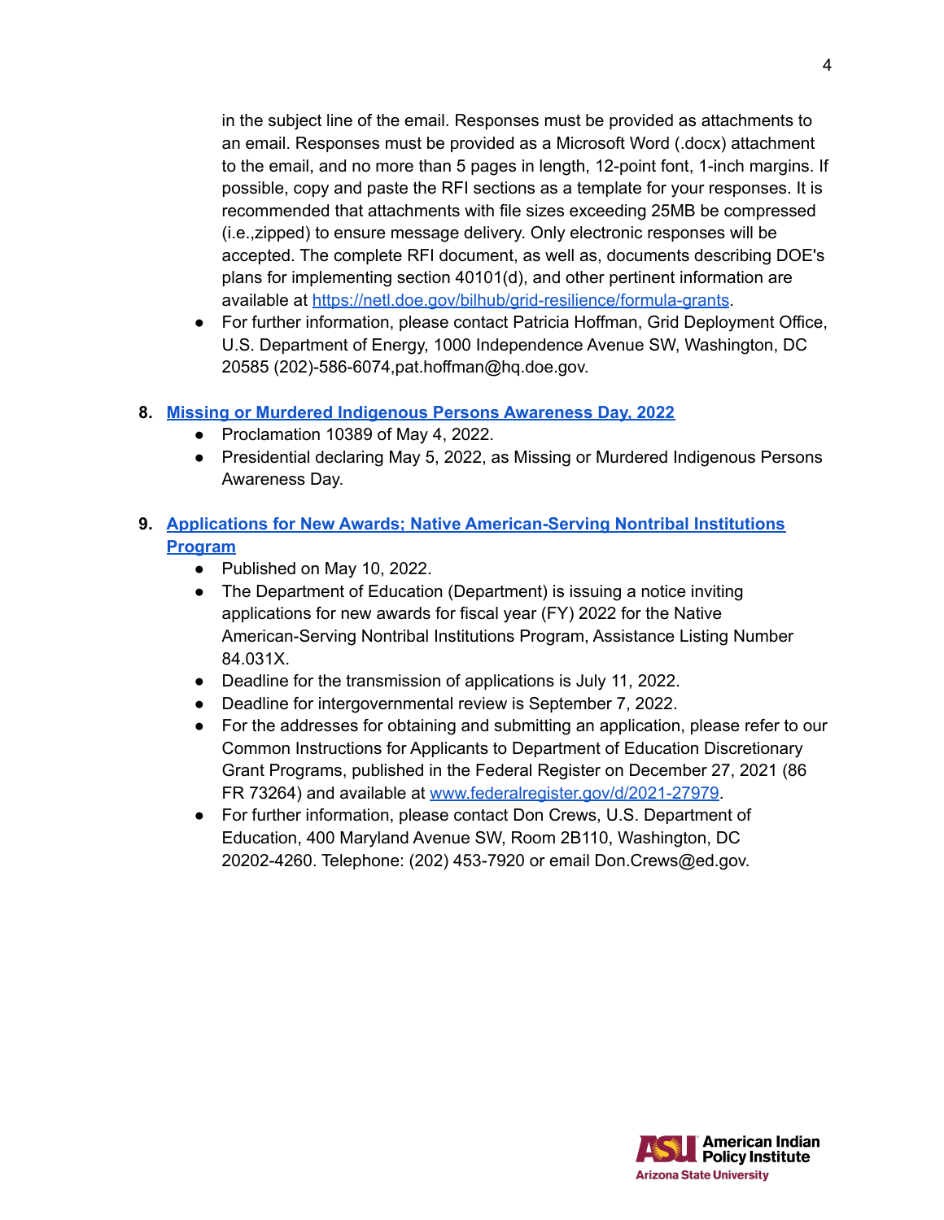in the subject line of the email. Responses must be provided as attachments to an email. Responses must be provided as a Microsoft Word (.docx) attachment to the email, and no more than 5 pages in length, 12-point font, 1-inch margins. If possible, copy and paste the RFI sections as a template for your responses. It is recommended that attachments with file sizes exceeding 25MB be compressed (i.e.,zipped) to ensure message delivery. Only electronic responses will be accepted. The complete RFI document, as well as, documents describing DOE's plans for implementing section 40101(d), and other pertinent information are available at [https://netl.doe.gov/bilhub/grid-resilience/formula-grants](https://netl.doe.gov/bilhub/grid-resilience/formula-grants).
- For further information, please contact Patricia Hoffman, Grid Deployment Office, U.S. Department of Energy, 1000 Independence Avenue SW, Washington, DC 20585 (202)-586-6074,pat.hoffman@hq.doe.gov.

8. **Missing or Murdered Indigenous Persons Awareness Day, 2022**
   - Proclamation 10389 of May 4, 2022.
   - Presidential declaring May 5, 2022, as Missing or Murdered Indigenous Persons Awareness Day.

9. **Applications for New Awards; Native American-Serving Nontribal Institutions Program**
   - Published on May 10, 2022.
   - The Department of Education (Department) is issuing a notice inviting applications for new awards for fiscal year (FY) 2022 for the Native American-Serving Nontribal Institutions Program, Assistance Listing Number 84.031X.
   - Deadline for the transmission of applications is July 11, 2022.
   - Deadline for intergovernmental review is September 7, 2022.
   - For the addresses for obtaining and submitting an application, please refer to our Common Instructions for Applicants to Department of Education Discretionary Grant Programs, published in the Federal Register on December 27, 2021 (86 FR 73264) and available at [www.federalregister.gov/d/2021-27979](www.federalregister.gov/d/2021-27979).
   - For further information, please contact Don Crews, U.S. Department of Education, 400 Maryland Avenue SW, Room 2B110, Washington, DC 20202-4260. Telephone: (202) 453-7920 or email Don.Crews@ed.gov.